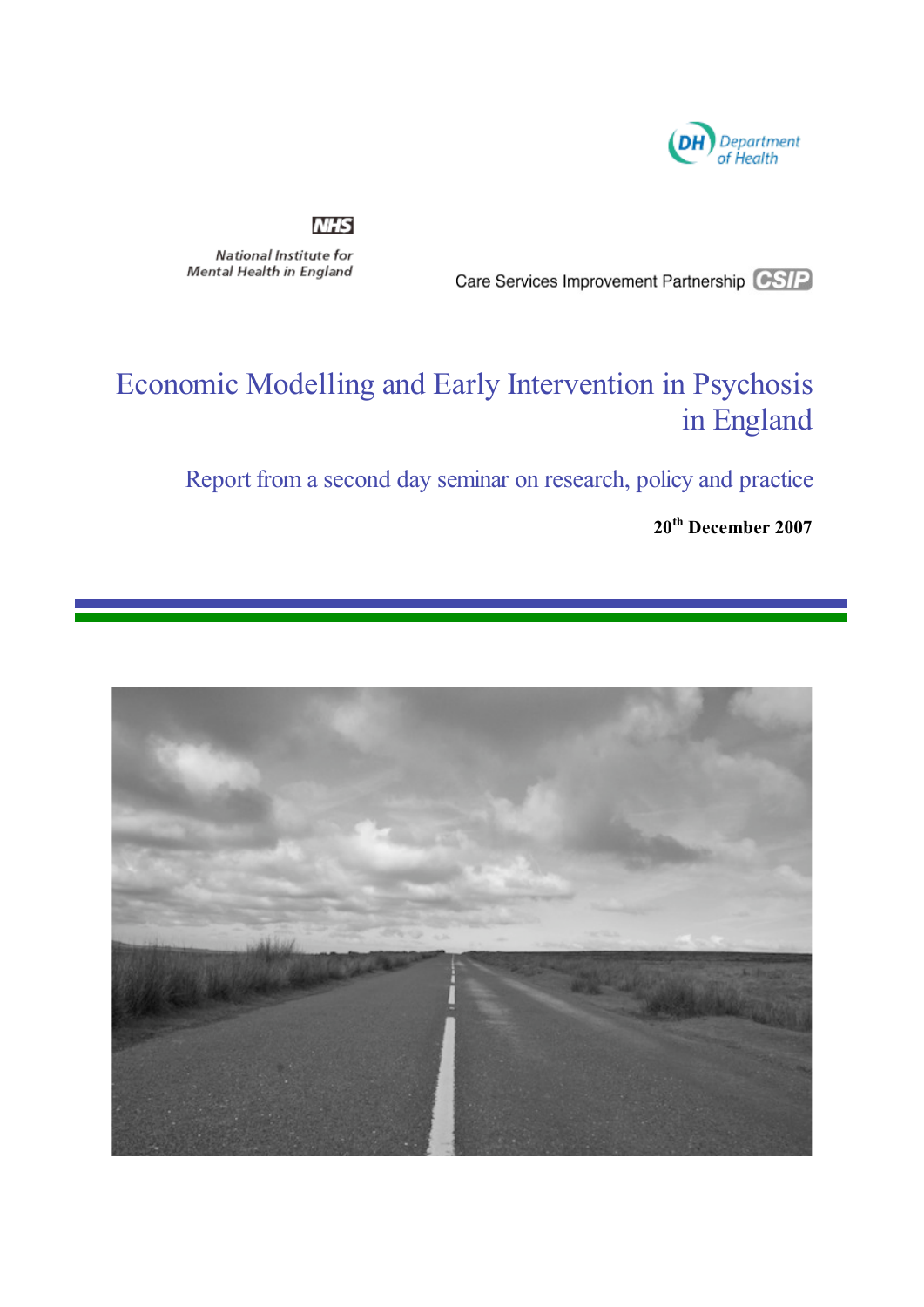Department of Health

NHS
National Institute for Mental Health in England

Care Services Improvement Partnership CSIP

# Economic Modelling and Early Intervention in Psychosis in England

## Report from a second day seminar on research, policy and practice

**20th December 2007**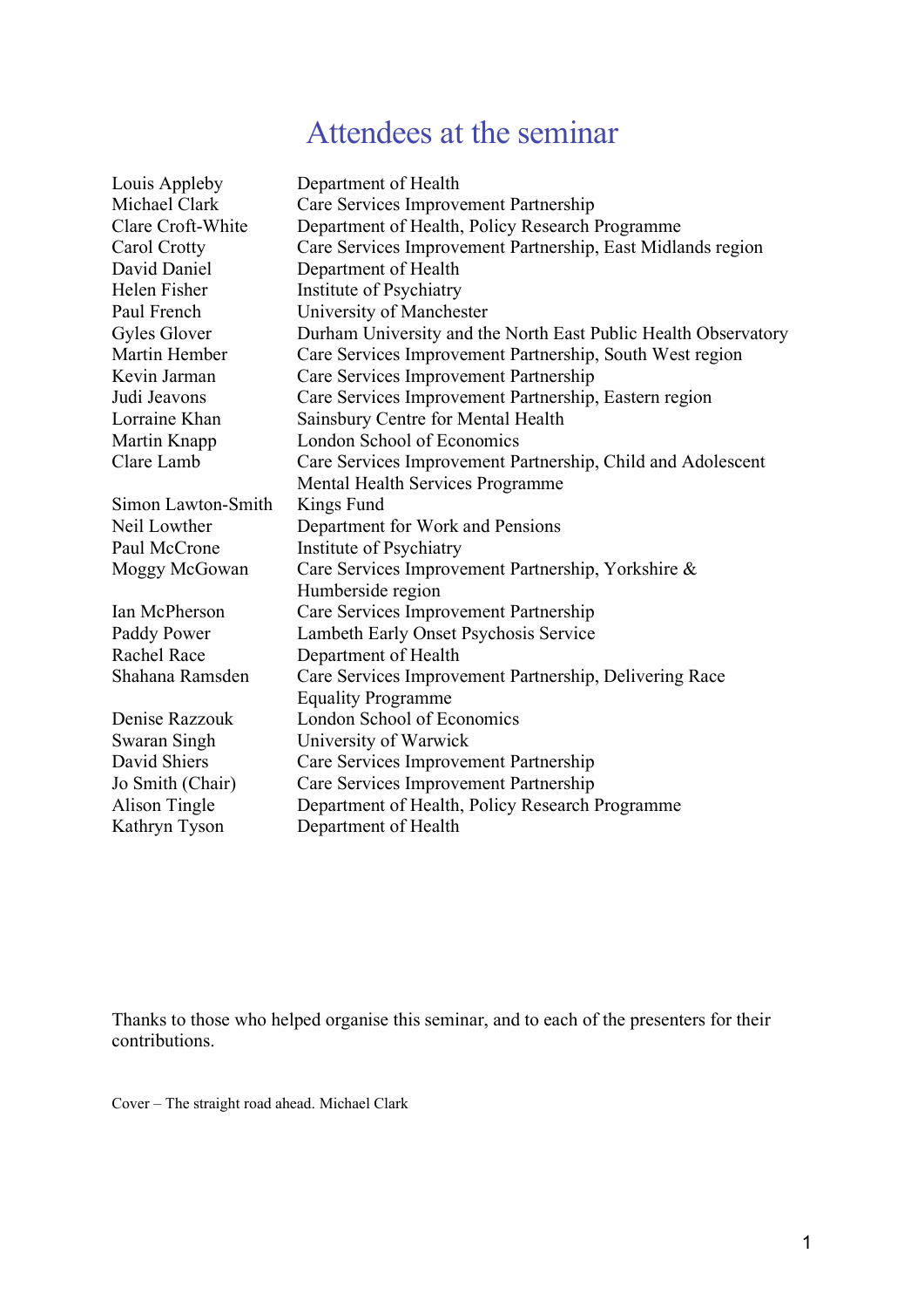# Attendees at the seminar

| | |
|---|---|
| Louis Appleby | Department of Health |
| Michael Clark | Care Services Improvement Partnership |
| Clare Croft-White | Department of Health, Policy Research Programme |
| Carol Crotty | Care Services Improvement Partnership, East Midlands region |
| David Daniel | Department of Health |
| Helen Fisher | Institute of Psychiatry |
| Paul French | University of Manchester |
| Gyles Glover | Durham University and the North East Public Health Observatory |
| Martin Hember | Care Services Improvement Partnership, South West region |
| Kevin Jarman | Care Services Improvement Partnership |
| Judi Jeavons | Care Services Improvement Partnership, Eastern region |
| Lorraine Khan | Sainsbury Centre for Mental Health |
| Martin Knapp | London School of Economics |
| Clare Lamb | Care Services Improvement Partnership, Child and Adolescent Mental Health Services Programme |
| Simon Lawton-Smith | Kings Fund |
| Neil Lowther | Department for Work and Pensions |
| Paul McCrone | Institute of Psychiatry |
| Moggy McGowan | Care Services Improvement Partnership, Yorkshire & Humberside region |
| Ian McPherson | Care Services Improvement Partnership |
| Paddy Power | Lambeth Early Onset Psychosis Service |
| Rachel Race | Department of Health |
| Shahana Ramsden | Care Services Improvement Partnership, Delivering Race Equality Programme |
| Denise Razzouk | London School of Economics |
| Swaran Singh | University of Warwick |
| David Shiers | Care Services Improvement Partnership |
| Jo Smith (Chair) | Care Services Improvement Partnership |
| Alison Tingle | Department of Health, Policy Research Programme |
| Kathryn Tyson | Department of Health |

Thanks to those who helped organise this seminar, and to each of the presenters for their contributions.

Cover – The straight road ahead. Michael Clark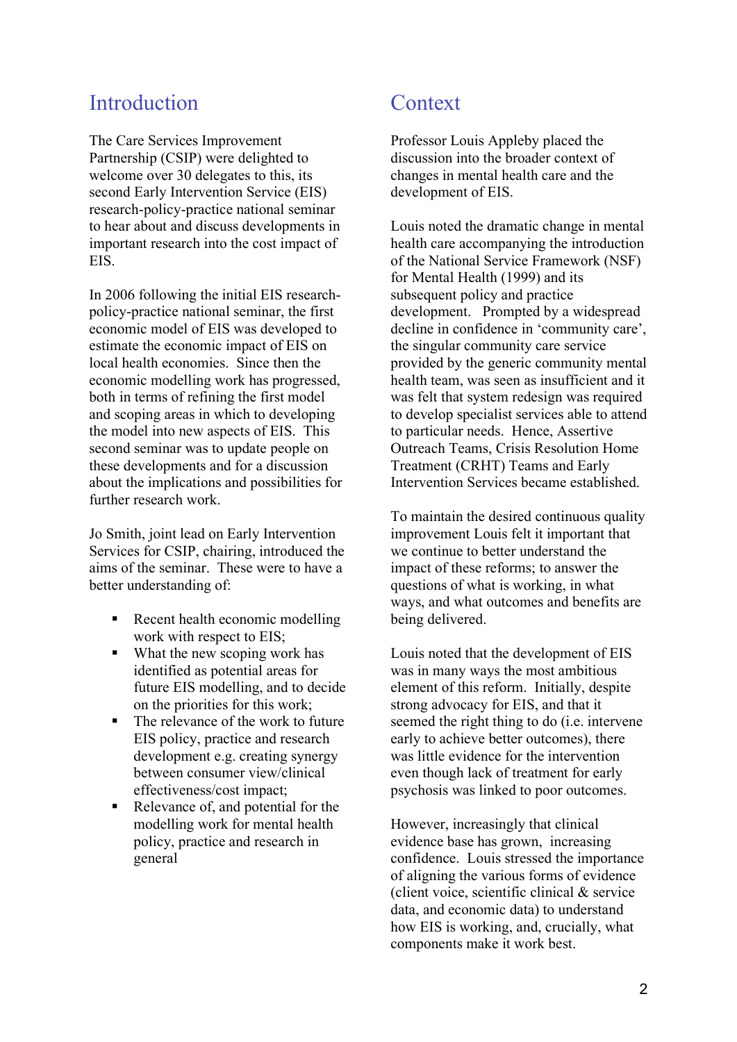## Introduction

The Care Services Improvement Partnership (CSIP) were delighted to welcome over 30 delegates to this, its second Early Intervention Service (EIS) research-policy-practice national seminar to hear about and discuss developments in important research into the cost impact of EIS.

In 2006 following the initial EIS research-policy-practice national seminar, the first economic model of EIS was developed to estimate the economic impact of EIS on local health economies. Since then the economic modelling work has progressed, both in terms of refining the first model and scoping areas in which to developing the model into new aspects of EIS. This second seminar was to update people on these developments and for a discussion about the implications and possibilities for further research work.

Jo Smith, joint lead on Early Intervention Services for CSIP, chairing, introduced the aims of the seminar. These were to have a better understanding of:

- Recent health economic modelling work with respect to EIS;
- What the new scoping work has identified as potential areas for future EIS modelling, and to decide on the priorities for this work;
- The relevance of the work to future EIS policy, practice and research development e.g. creating synergy between consumer view/clinical effectiveness/cost impact;
- Relevance of, and potential for the modelling work for mental health policy, practice and research in general

## Context

Professor Louis Appleby placed the discussion into the broader context of changes in mental health care and the development of EIS.

Louis noted the dramatic change in mental health care accompanying the introduction of the National Service Framework (NSF) for Mental Health (1999) and its subsequent policy and practice development. Prompted by a widespread decline in confidence in 'community care', the singular community care service provided by the generic community mental health team, was seen as insufficient and it was felt that system redesign was required to develop specialist services able to attend to particular needs. Hence, Assertive Outreach Teams, Crisis Resolution Home Treatment (CRHT) Teams and Early Intervention Services became established.

To maintain the desired continuous quality improvement Louis felt it important that we continue to better understand the impact of these reforms; to answer the questions of what is working, in what ways, and what outcomes and benefits are being delivered.

Louis noted that the development of EIS was in many ways the most ambitious element of this reform. Initially, despite strong advocacy for EIS, and that it seemed the right thing to do (i.e. intervene early to achieve better outcomes), there was little evidence for the intervention even though lack of treatment for early psychosis was linked to poor outcomes.

However, increasingly that clinical evidence base has grown, increasing confidence. Louis stressed the importance of aligning the various forms of evidence (client voice, scientific clinical & service data, and economic data) to understand how EIS is working, and, crucially, what components make it work best.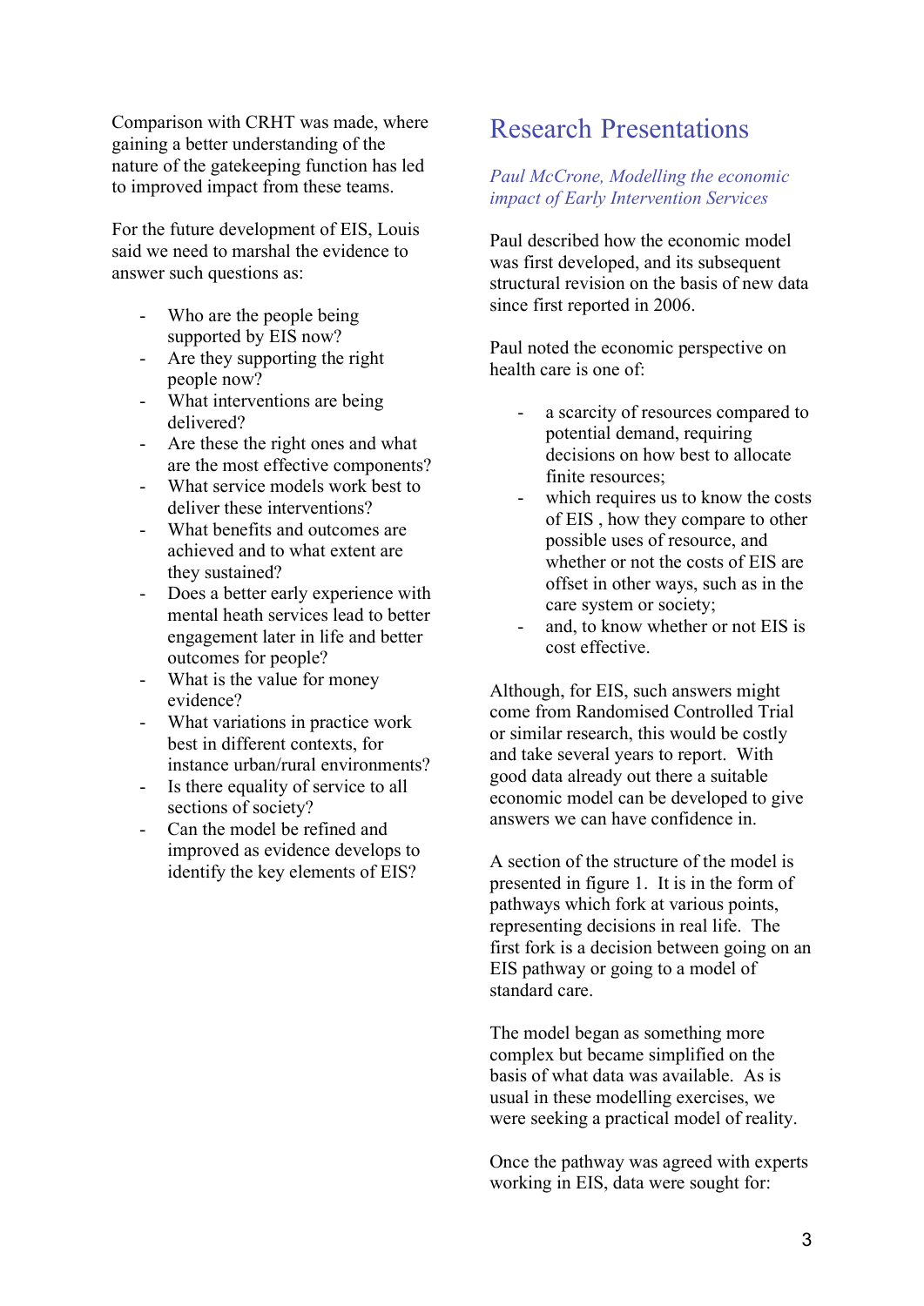Comparison with CRHT was made, where gaining a better understanding of the nature of the gatekeeping function has led to improved impact from these teams.

For the future development of EIS, Louis said we need to marshal the evidence to answer such questions as:

- Who are the people being supported by EIS now?
- Are they supporting the right people now?
- What interventions are being delivered?
- Are these the right ones and what are the most effective components?
- What service models work best to deliver these interventions?
- What benefits and outcomes are achieved and to what extent are they sustained?
- Does a better early experience with mental heath services lead to better engagement later in life and better outcomes for people?
- What is the value for money evidence?
- What variations in practice work best in different contexts, for instance urban/rural environments?
- Is there equality of service to all sections of society?
- Can the model be refined and improved as evidence develops to identify the key elements of EIS?

## Research Presentations

*Paul McCrone, Modelling the economic impact of Early Intervention Services*

Paul described how the economic model was first developed, and its subsequent structural revision on the basis of new data since first reported in 2006.

Paul noted the economic perspective on health care is one of:

- a scarcity of resources compared to potential demand, requiring decisions on how best to allocate finite resources;
- which requires us to know the costs of EIS , how they compare to other possible uses of resource, and whether or not the costs of EIS are offset in other ways, such as in the care system or society;
- and, to know whether or not EIS is cost effective.

Although, for EIS, such answers might come from Randomised Controlled Trial or similar research, this would be costly and take several years to report. With good data already out there a suitable economic model can be developed to give answers we can have confidence in.

A section of the structure of the model is presented in figure 1. It is in the form of pathways which fork at various points, representing decisions in real life. The first fork is a decision between going on an EIS pathway or going to a model of standard care.

The model began as something more complex but became simplified on the basis of what data was available. As is usual in these modelling exercises, we were seeking a practical model of reality.

Once the pathway was agreed with experts working in EIS, data were sought for: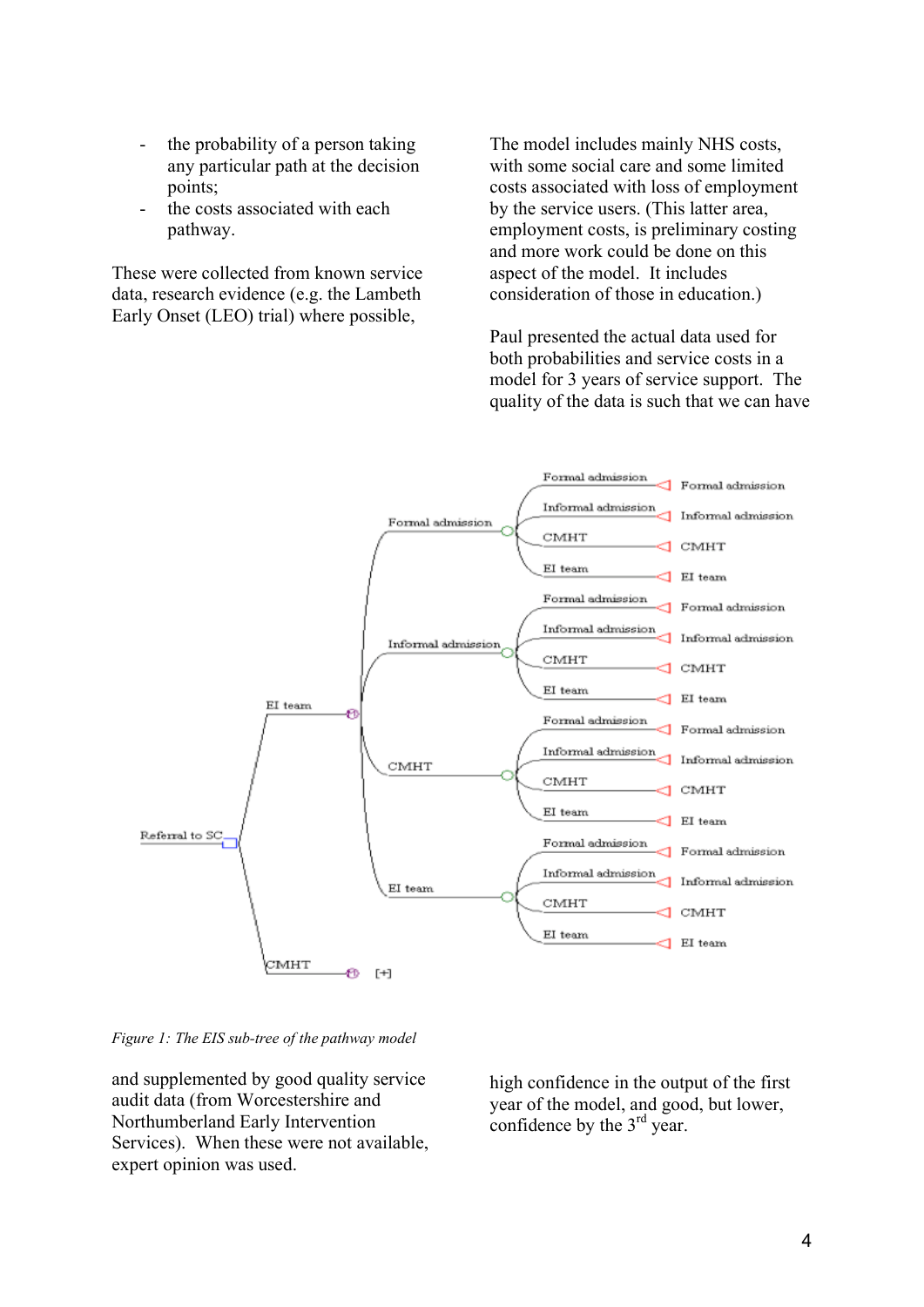- the probability of a person taking any particular path at the decision points;
- the costs associated with each pathway.

These were collected from known service data, research evidence (e.g. the Lambeth Early Onset (LEO) trial) where possible, and supplemented by good quality service audit data (from Worcestershire and Northumberland Early Intervention Services). When these were not available, expert opinion was used.

The model includes mainly NHS costs, with some social care and some limited costs associated with loss of employment by the service users. (This latter area, employment costs, is preliminary costing and more work could be done on this aspect of the model. It includes consideration of those in education.)

Paul presented the actual data used for both probabilities and service costs in a model for 3 years of service support. The quality of the data is such that we can have high confidence in the output of the first year of the model, and good, but lower, confidence by the 3rd year.

*Figure 1: The EIS sub-tree of the pathway model*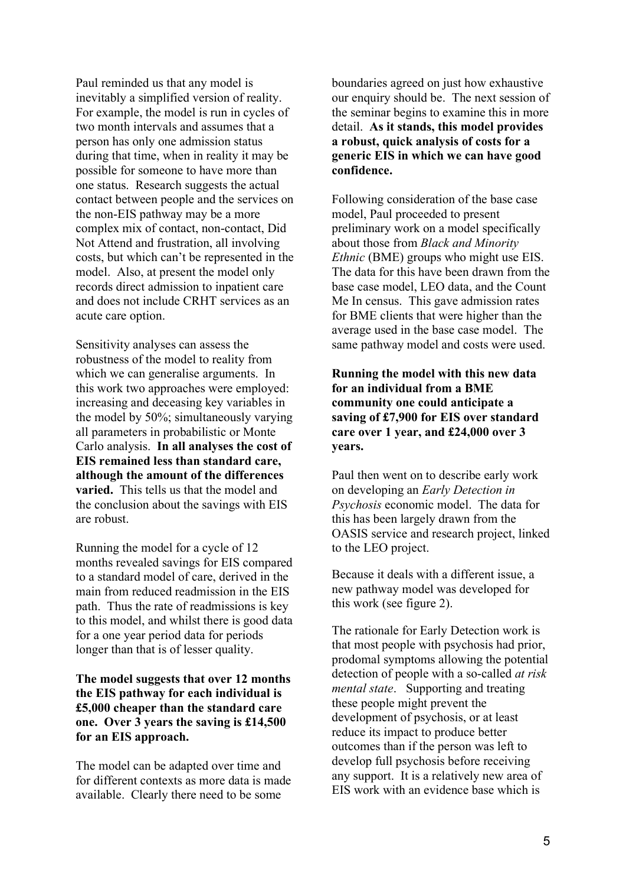Paul reminded us that any model is inevitably a simplified version of reality. For example, the model is run in cycles of two month intervals and assumes that a person has only one admission status during that time, when in reality it may be possible for someone to have more than one status. Research suggests the actual contact between people and the services on the non-EIS pathway may be a more complex mix of contact, non-contact, Did Not Attend and frustration, all involving costs, but which can't be represented in the model. Also, at present the model only records direct admission to inpatient care and does not include CRHT services as an acute care option.

Sensitivity analyses can assess the robustness of the model to reality from which we can generalise arguments. In this work two approaches were employed: increasing and deceasing key variables in the model by 50%; simultaneously varying all parameters in probabilistic or Monte Carlo analysis. **In all analyses the cost of EIS remained less than standard care, although the amount of the differences varied.** This tells us that the model and the conclusion about the savings with EIS are robust.

Running the model for a cycle of 12 months revealed savings for EIS compared to a standard model of care, derived in the main from reduced readmission in the EIS path. Thus the rate of readmissions is key to this model, and whilst there is good data for a one year period data for periods longer than that is of lesser quality.

**The model suggests that over 12 months the EIS pathway for each individual is £5,000 cheaper than the standard care one. Over 3 years the saving is £14,500 for an EIS approach.**

The model can be adapted over time and for different contexts as more data is made available. Clearly there need to be some boundaries agreed on just how exhaustive our enquiry should be. The next session of the seminar begins to examine this in more detail. **As it stands, this model provides a robust, quick analysis of costs for a generic EIS in which we can have good confidence.**

Following consideration of the base case model, Paul proceeded to present preliminary work on a model specifically about those from *Black and Minority Ethnic* (BME) groups who might use EIS. The data for this have been drawn from the base case model, LEO data, and the Count Me In census. This gave admission rates for BME clients that were higher than the average used in the base case model. The same pathway model and costs were used.

**Running the model with this new data for an individual from a BME community one could anticipate a saving of £7,900 for EIS over standard care over 1 year, and £24,000 over 3 years.**

Paul then went on to describe early work on developing an *Early Detection in Psychosis* economic model. The data for this has been largely drawn from the OASIS service and research project, linked to the LEO project.

Because it deals with a different issue, a new pathway model was developed for this work (see figure 2).

The rationale for Early Detection work is that most people with psychosis had prior, prodomal symptoms allowing the potential detection of people with a so-called *at risk mental state*. Supporting and treating these people might prevent the development of psychosis, or at least reduce its impact to produce better outcomes than if the person was left to develop full psychosis before receiving any support. It is a relatively new area of EIS work with an evidence base which is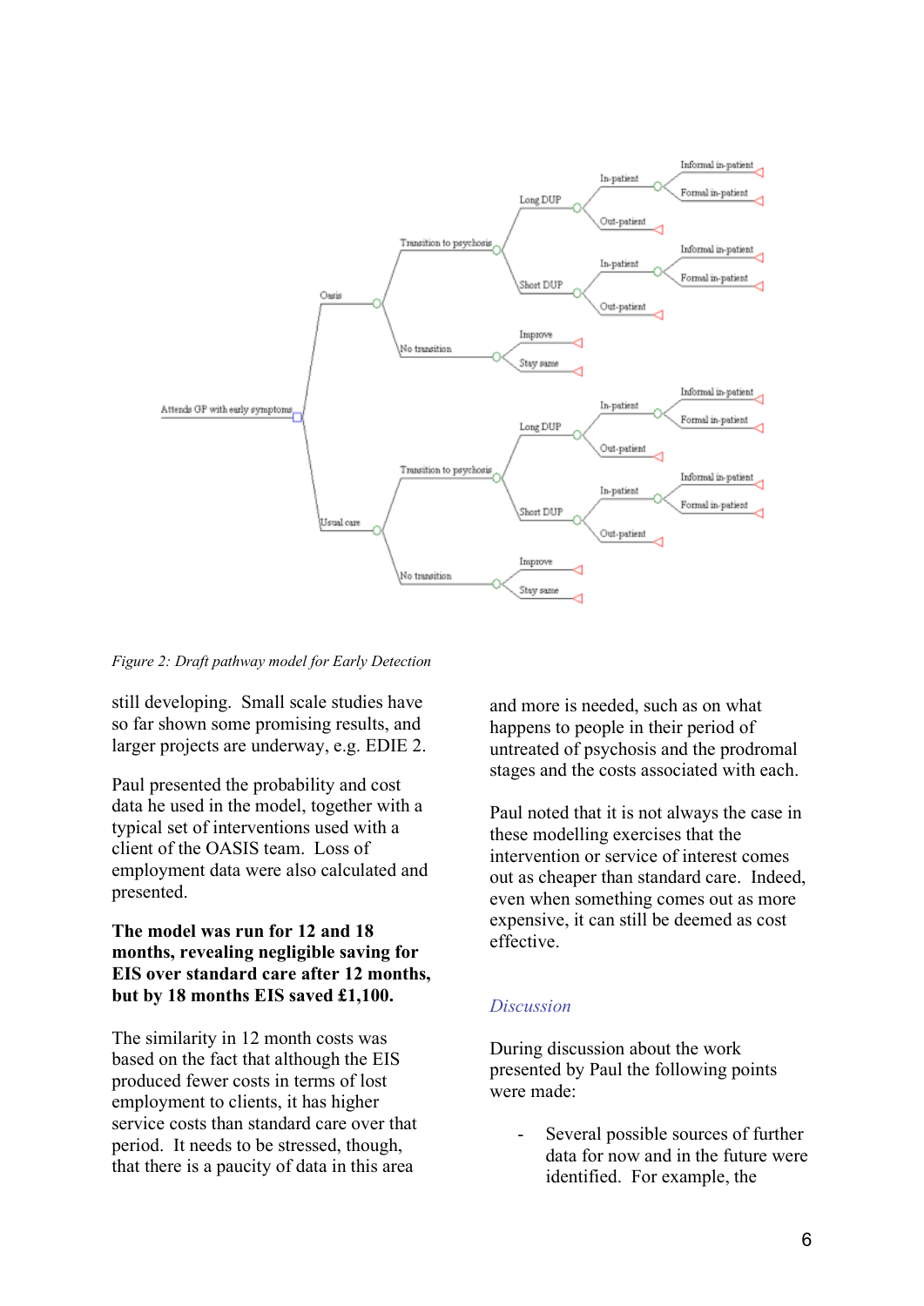*Figure 2: Draft pathway model for Early Detection*

still developing. Small scale studies have so far shown some promising results, and larger projects are underway, e.g. EDIE 2.

Paul presented the probability and cost data he used in the model, together with a typical set of interventions used with a client of the OASIS team. Loss of employment data were also calculated and presented.

**The model was run for 12 and 18 months, revealing negligible saving for EIS over standard care after 12 months, but by 18 months EIS saved £1,100.**

The similarity in 12 month costs was based on the fact that although the EIS produced fewer costs in terms of lost employment to clients, it has higher service costs than standard care over that period. It needs to be stressed, though, that there is a paucity of data in this area and more is needed, such as on what happens to people in their period of untreated of psychosis and the prodromal stages and the costs associated with each.

Paul noted that it is not always the case in these modelling exercises that the intervention or service of interest comes out as cheaper than standard care. Indeed, even when something comes out as more expensive, it can still be deemed as cost effective.

## *Discussion*

During discussion about the work presented by Paul the following points were made:

- Several possible sources of further data for now and in the future were identified. For example, the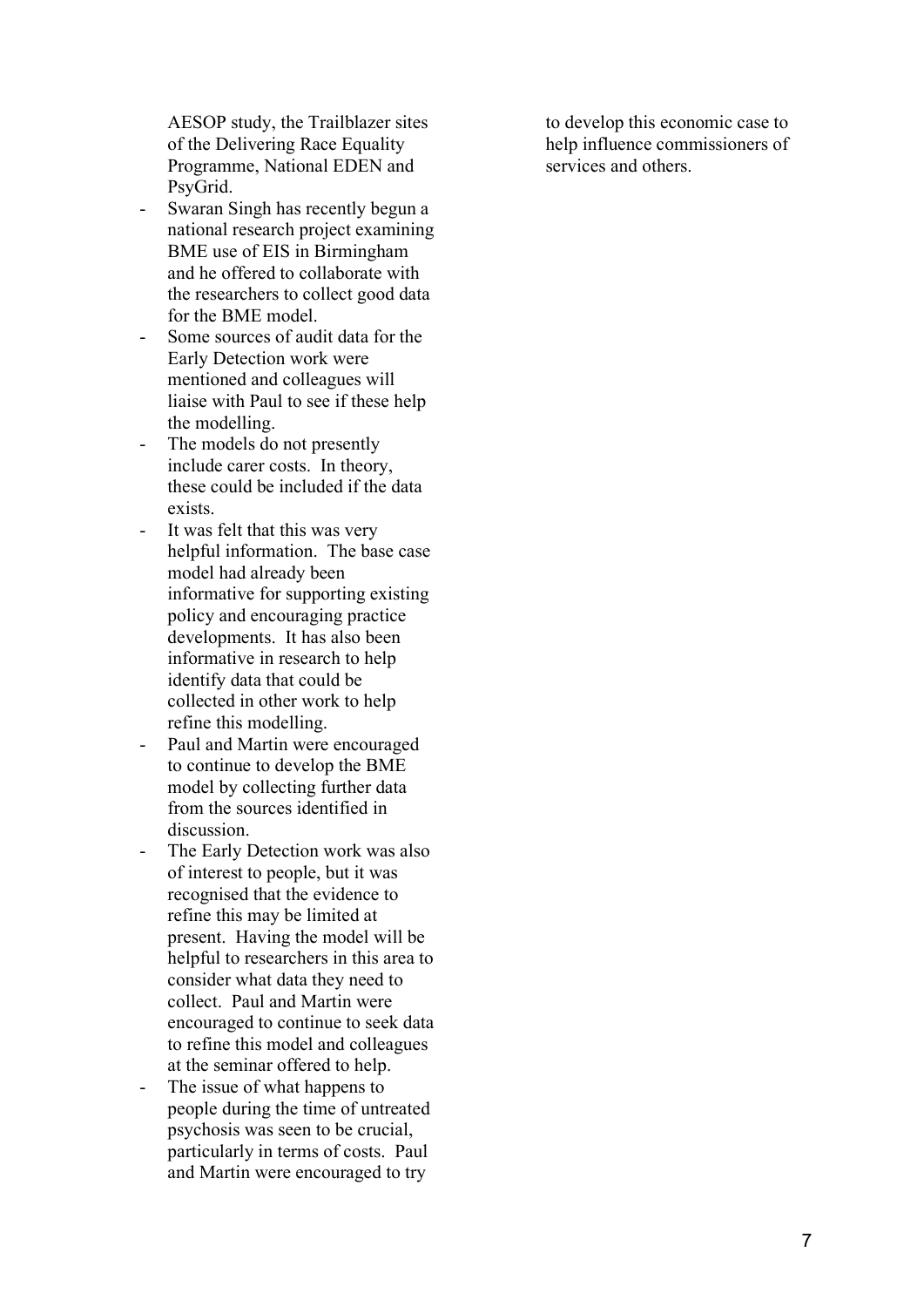AESOP study, the Trailblazer sites of the Delivering Race Equality Programme, National EDEN and PsyGrid.

- Swaran Singh has recently begun a national research project examining BME use of EIS in Birmingham and he offered to collaborate with the researchers to collect good data for the BME model.
- Some sources of audit data for the Early Detection work were mentioned and colleagues will liaise with Paul to see if these help the modelling.
- The models do not presently include carer costs. In theory, these could be included if the data exists.
- It was felt that this was very helpful information. The base case model had already been informative for supporting existing policy and encouraging practice developments. It has also been informative in research to help identify data that could be collected in other work to help refine this modelling.
- Paul and Martin were encouraged to continue to develop the BME model by collecting further data from the sources identified in discussion.
- The Early Detection work was also of interest to people, but it was recognised that the evidence to refine this may be limited at present. Having the model will be helpful to researchers in this area to consider what data they need to collect. Paul and Martin were encouraged to continue to seek data to refine this model and colleagues at the seminar offered to help.
- The issue of what happens to people during the time of untreated psychosis was seen to be crucial, particularly in terms of costs. Paul and Martin were encouraged to try to develop this economic case to help influence commissioners of services and others.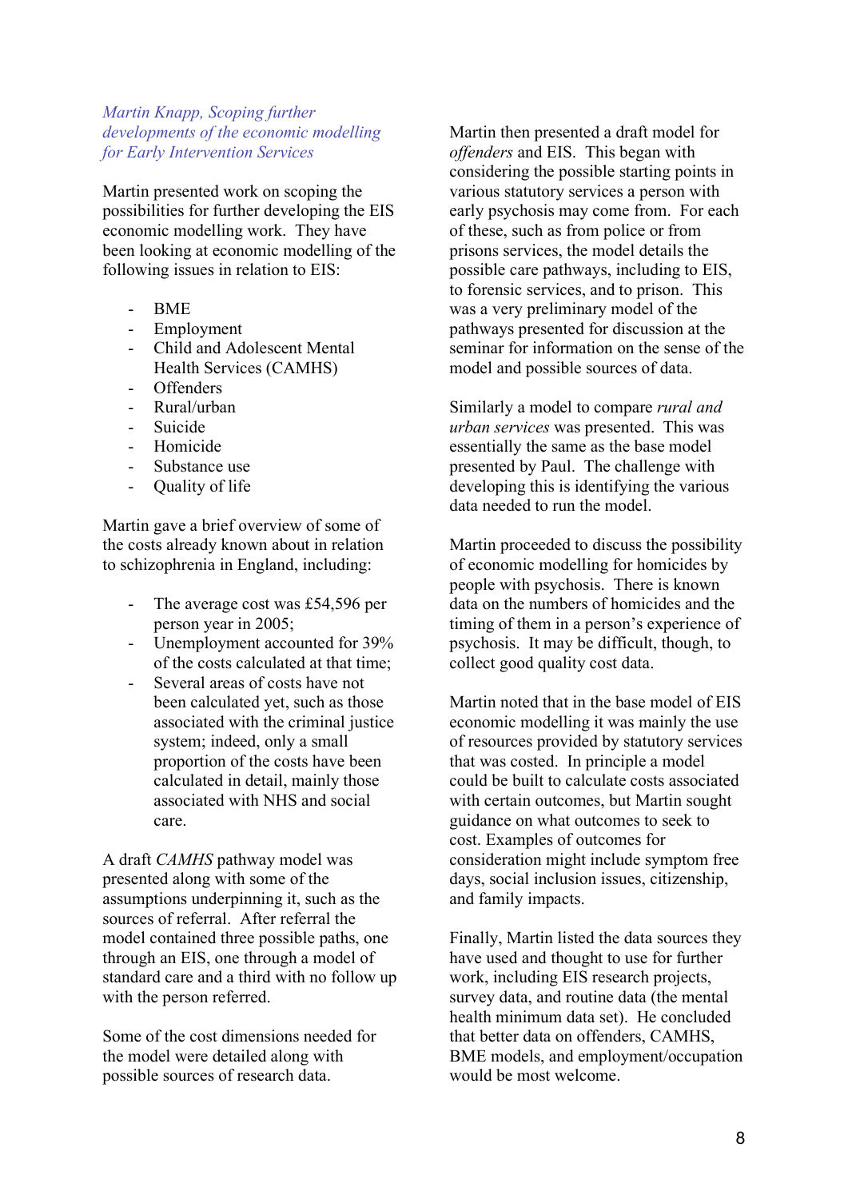### *Martin Knapp, Scoping further developments of the economic modelling for Early Intervention Services*

Martin presented work on scoping the possibilities for further developing the EIS economic modelling work. They have been looking at economic modelling of the following issues in relation to EIS:

- BME
- Employment
- Child and Adolescent Mental Health Services (CAMHS)
- Offenders
- Rural/urban
- Suicide
- Homicide
- Substance use
- Quality of life

Martin gave a brief overview of some of the costs already known about in relation to schizophrenia in England, including:

- The average cost was £54,596 per person year in 2005;
- Unemployment accounted for 39% of the costs calculated at that time;
- Several areas of costs have not been calculated yet, such as those associated with the criminal justice system; indeed, only a small proportion of the costs have been calculated in detail, mainly those associated with NHS and social care.

A draft *CAMHS* pathway model was presented along with some of the assumptions underpinning it, such as the sources of referral. After referral the model contained three possible paths, one through an EIS, one through a model of standard care and a third with no follow up with the person referred.

Some of the cost dimensions needed for the model were detailed along with possible sources of research data.

Martin then presented a draft model for *offenders* and EIS. This began with considering the possible starting points in various statutory services a person with early psychosis may come from. For each of these, such as from police or from prisons services, the model details the possible care pathways, including to EIS, to forensic services, and to prison. This was a very preliminary model of the pathways presented for discussion at the seminar for information on the sense of the model and possible sources of data.

Similarly a model to compare *rural and urban services* was presented. This was essentially the same as the base model presented by Paul. The challenge with developing this is identifying the various data needed to run the model.

Martin proceeded to discuss the possibility of economic modelling for homicides by people with psychosis. There is known data on the numbers of homicides and the timing of them in a person's experience of psychosis. It may be difficult, though, to collect good quality cost data.

Martin noted that in the base model of EIS economic modelling it was mainly the use of resources provided by statutory services that was costed. In principle a model could be built to calculate costs associated with certain outcomes, but Martin sought guidance on what outcomes to seek to cost. Examples of outcomes for consideration might include symptom free days, social inclusion issues, citizenship, and family impacts.

Finally, Martin listed the data sources they have used and thought to use for further work, including EIS research projects, survey data, and routine data (the mental health minimum data set). He concluded that better data on offenders, CAMHS, BME models, and employment/occupation would be most welcome.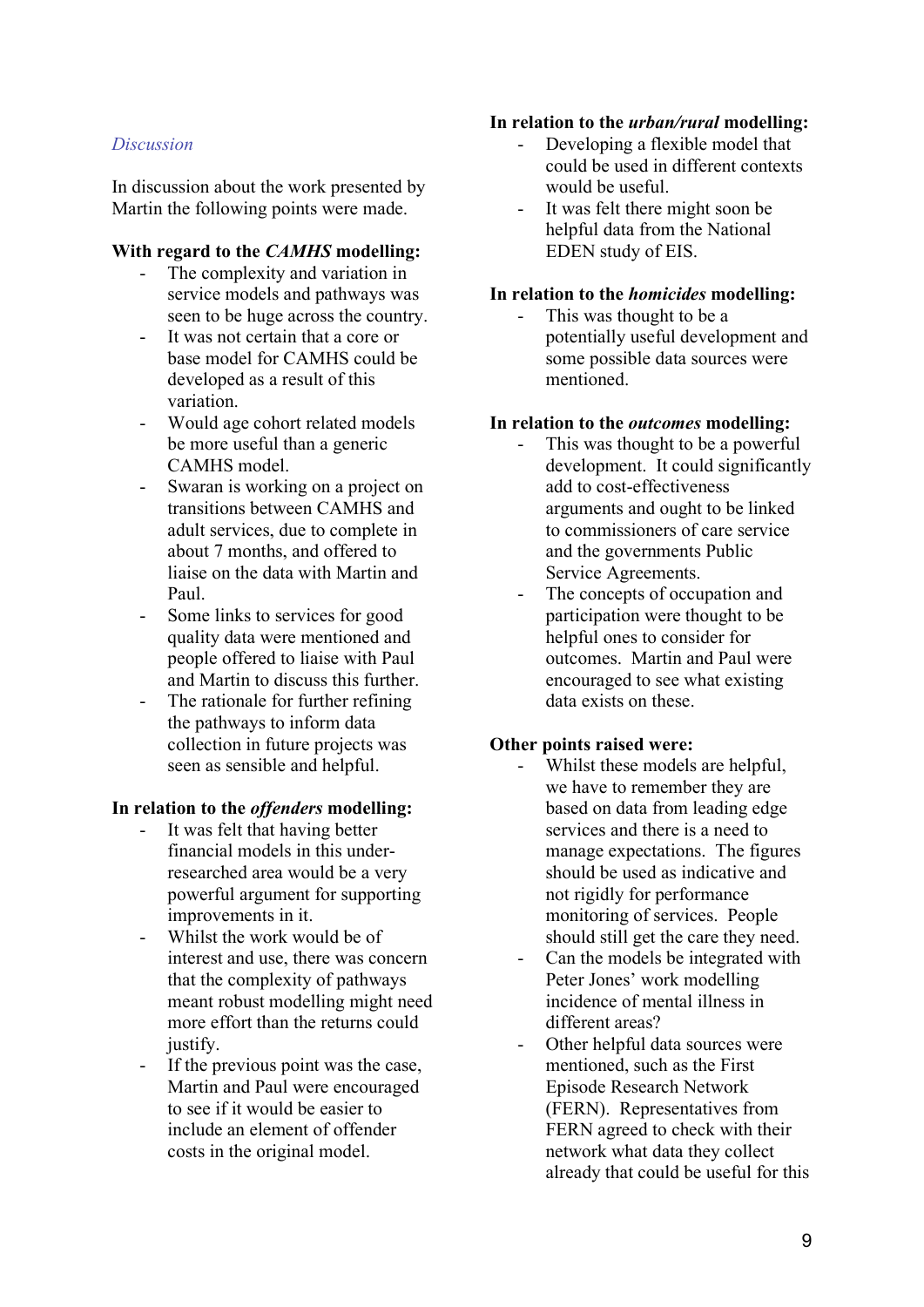*Discussion*

In discussion about the work presented by Martin the following points were made.

**With regard to the *CAMHS* modelling:**

- The complexity and variation in service models and pathways was seen to be huge across the country.
- It was not certain that a core or base model for CAMHS could be developed as a result of this variation.
- Would age cohort related models be more useful than a generic CAMHS model.
- Swaran is working on a project on transitions between CAMHS and adult services, due to complete in about 7 months, and offered to liaise on the data with Martin and Paul.
- Some links to services for good quality data were mentioned and people offered to liaise with Paul and Martin to discuss this further.
- The rationale for further refining the pathways to inform data collection in future projects was seen as sensible and helpful.

**In relation to the *offenders* modelling:**

- It was felt that having better financial models in this under-researched area would be a very powerful argument for supporting improvements in it.
- Whilst the work would be of interest and use, there was concern that the complexity of pathways meant robust modelling might need more effort than the returns could justify.
- If the previous point was the case, Martin and Paul were encouraged to see if it would be easier to include an element of offender costs in the original model.

**In relation to the *urban/rural* modelling:**

- Developing a flexible model that could be used in different contexts would be useful.
- It was felt there might soon be helpful data from the National EDEN study of EIS.

**In relation to the *homicides* modelling:**

- This was thought to be a potentially useful development and some possible data sources were mentioned.

**In relation to the *outcomes* modelling:**

- This was thought to be a powerful development. It could significantly add to cost-effectiveness arguments and ought to be linked to commissioners of care service and the governments Public Service Agreements.
- The concepts of occupation and participation were thought to be helpful ones to consider for outcomes. Martin and Paul were encouraged to see what existing data exists on these.

**Other points raised were:**

- Whilst these models are helpful, we have to remember they are based on data from leading edge services and there is a need to manage expectations. The figures should be used as indicative and not rigidly for performance monitoring of services. People should still get the care they need.
- Can the models be integrated with Peter Jones' work modelling incidence of mental illness in different areas?
- Other helpful data sources were mentioned, such as the First Episode Research Network (FERN). Representatives from FERN agreed to check with their network what data they collect already that could be useful for this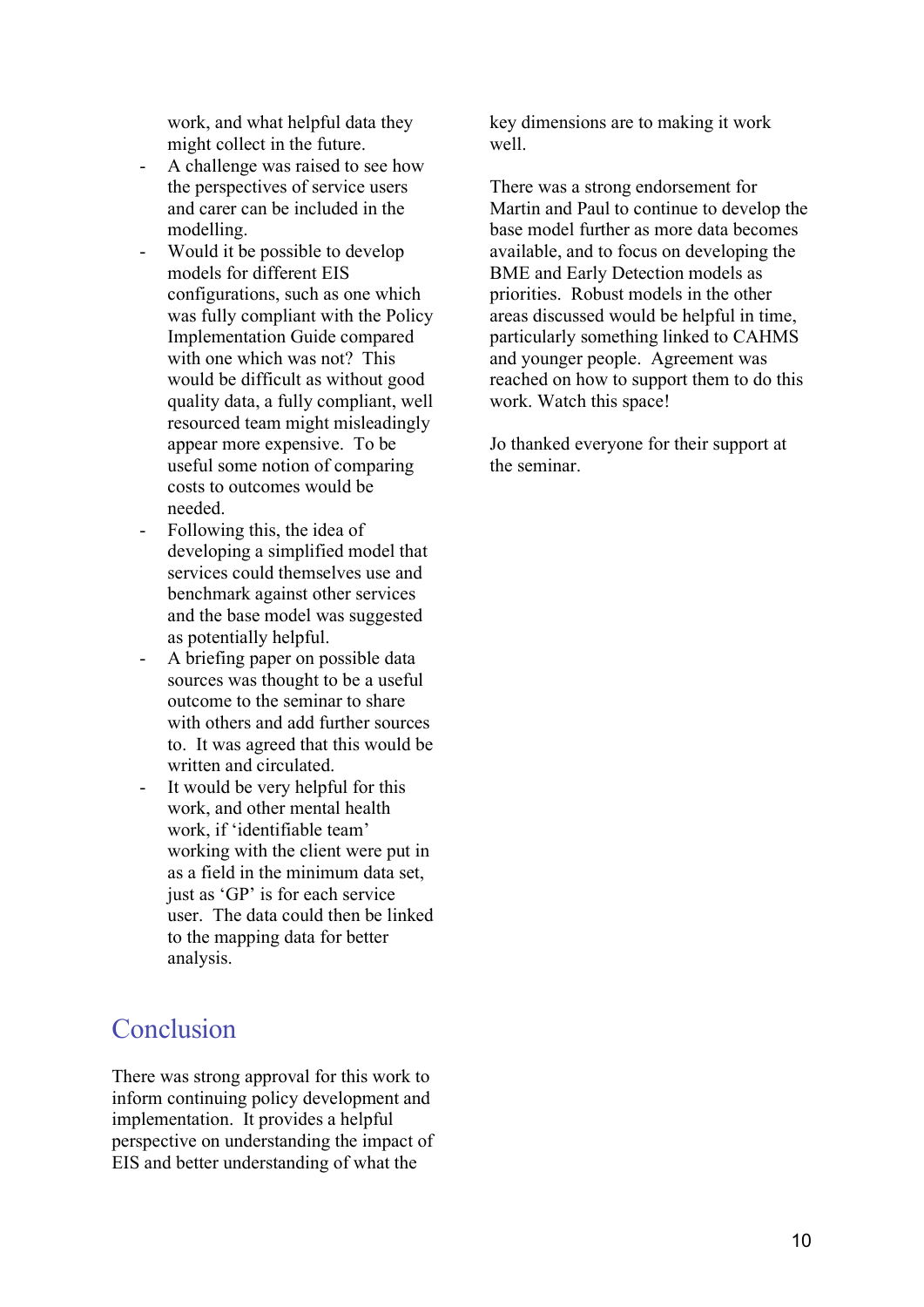work, and what helpful data they might collect in the future.

- A challenge was raised to see how the perspectives of service users and carer can be included in the modelling.
- Would it be possible to develop models for different EIS configurations, such as one which was fully compliant with the Policy Implementation Guide compared with one which was not? This would be difficult as without good quality data, a fully compliant, well resourced team might misleadingly appear more expensive. To be useful some notion of comparing costs to outcomes would be needed.
- Following this, the idea of developing a simplified model that services could themselves use and benchmark against other services and the base model was suggested as potentially helpful.
- A briefing paper on possible data sources was thought to be a useful outcome to the seminar to share with others and add further sources to. It was agreed that this would be written and circulated.
- It would be very helpful for this work, and other mental health work, if 'identifiable team' working with the client were put in as a field in the minimum data set, just as 'GP' is for each service user. The data could then be linked to the mapping data for better analysis.

## Conclusion

There was strong approval for this work to inform continuing policy development and implementation. It provides a helpful perspective on understanding the impact of EIS and better understanding of what the key dimensions are to making it work well.

There was a strong endorsement for Martin and Paul to continue to develop the base model further as more data becomes available, and to focus on developing the BME and Early Detection models as priorities. Robust models in the other areas discussed would be helpful in time, particularly something linked to CAHMS and younger people. Agreement was reached on how to support them to do this work. Watch this space!

Jo thanked everyone for their support at the seminar.